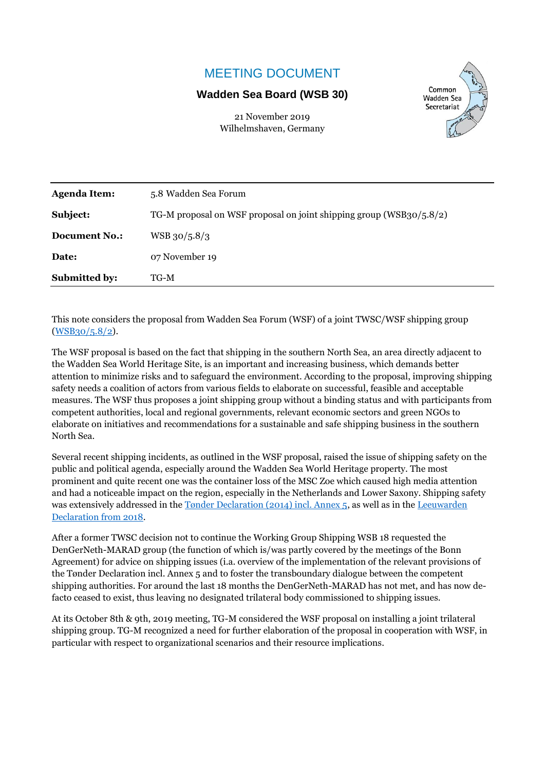# MEETING DOCUMENT

**Wadden Sea Board (WSB 30)**

21 November 2019
Wilhelmshaven, Germany

Common Wadden Sea Secretariat

| | |
|---|---|
| **Agenda Item:** | 5.8 Wadden Sea Forum |
| **Subject:** | TG-M proposal on WSF proposal on joint shipping group (WSB30/5.8/2) |
| **Document No.:** | WSB 30/5.8/3 |
| **Date:** | 07 November 19 |
| **Submitted by:** | TG-M |

This note considers the proposal from Wadden Sea Forum (WSF) of a joint TWSC/WSF shipping group (WSB30/5.8/2).

The WSF proposal is based on the fact that shipping in the southern North Sea, an area directly adjacent to the Wadden Sea World Heritage Site, is an important and increasing business, which demands better attention to minimize risks and to safeguard the environment. According to the proposal, improving shipping safety needs a coalition of actors from various fields to elaborate on successful, feasible and acceptable measures. The WSF thus proposes a joint shipping group without a binding status and with participants from competent authorities, local and regional governments, relevant economic sectors and green NGOs to elaborate on initiatives and recommendations for a sustainable and safe shipping business in the southern North Sea.

Several recent shipping incidents, as outlined in the WSF proposal, raised the issue of shipping safety on the public and political agenda, especially around the Wadden Sea World Heritage property. The most prominent and quite recent one was the container loss of the MSC Zoe which caused high media attention and had a noticeable impact on the region, especially in the Netherlands and Lower Saxony. Shipping safety was extensively addressed in the Tønder Declaration (2014) incl. Annex 5, as well as in the Leeuwarden Declaration from 2018.

After a former TWSC decision not to continue the Working Group Shipping WSB 18 requested the DenGerNeth-MARAD group (the function of which is/was partly covered by the meetings of the Bonn Agreement) for advice on shipping issues (i.a. overview of the implementation of the relevant provisions of the Tønder Declaration incl. Annex 5 and to foster the transboundary dialogue between the competent shipping authorities. For around the last 18 months the DenGerNeth-MARAD has not met, and has now de-facto ceased to exist, thus leaving no designated trilateral body commissioned to shipping issues.

At its October 8th & 9th, 2019 meeting, TG-M considered the WSF proposal on installing a joint trilateral shipping group. TG-M recognized a need for further elaboration of the proposal in cooperation with WSF, in particular with respect to organizational scenarios and their resource implications.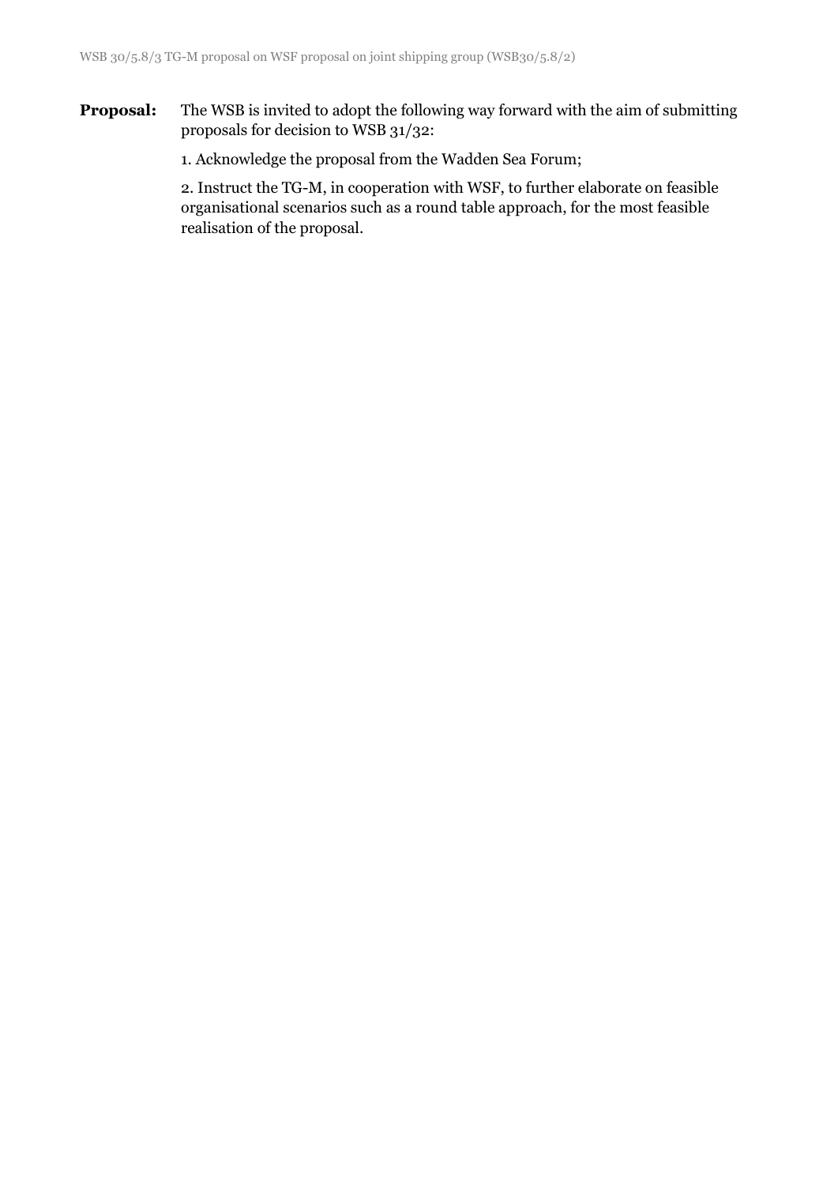**Proposal:** The WSB is invited to adopt the following way forward with the aim of submitting proposals for decision to WSB 31/32:

1. Acknowledge the proposal from the Wadden Sea Forum;

2. Instruct the TG-M, in cooperation with WSF, to further elaborate on feasible organisational scenarios such as a round table approach, for the most feasible realisation of the proposal.